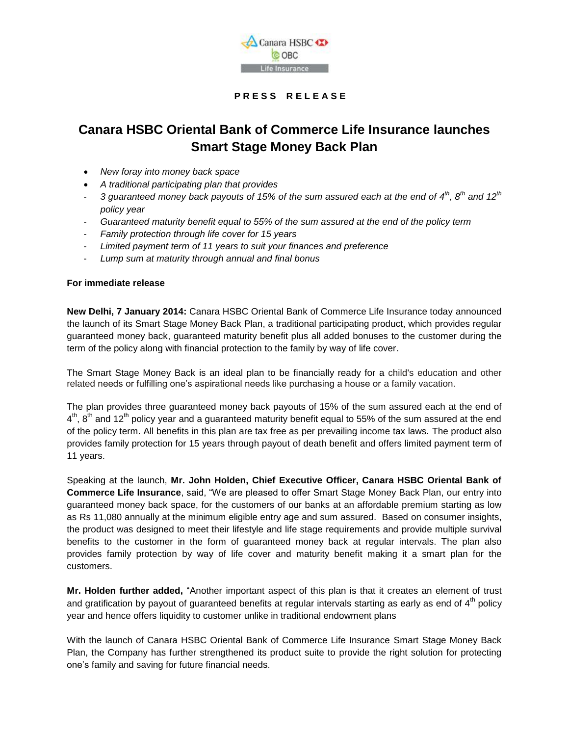**PRESS RELEASE**

# Canara HSBC Oriental Bank of Commerce Life Insurance launches Smart Stage Money Back Plan

- *New foray into money back space*
- *A traditional participating plan that provides*
  - *3 guaranteed money back payouts of 15% of the sum assured each at the end of 4th, 8th and 12th policy year*
  - *Guaranteed maturity benefit equal to 55% of the sum assured at the end of the policy term*
  - *Family protection through life cover for 15 years*
  - *Limited payment term of 11 years to suit your finances and preference*
  - *Lump sum at maturity through annual and final bonus*

**For immediate release**

**New Delhi, 7 January 2014:** Canara HSBC Oriental Bank of Commerce Life Insurance today announced the launch of its Smart Stage Money Back Plan, a traditional participating product, which provides regular guaranteed money back, guaranteed maturity benefit plus all added bonuses to the customer during the term of the policy along with financial protection to the family by way of life cover.

The Smart Stage Money Back is an ideal plan to be financially ready for a child's education and other related needs or fulfilling one's aspirational needs like purchasing a house or a family vacation.

The plan provides three guaranteed money back payouts of 15% of the sum assured each at the end of 4th, 8th and 12th policy year and a guaranteed maturity benefit equal to 55% of the sum assured at the end of the policy term. All benefits in this plan are tax free as per prevailing income tax laws. The product also provides family protection for 15 years through payout of death benefit and offers limited payment term of 11 years.

Speaking at the launch, **Mr. John Holden, Chief Executive Officer, Canara HSBC Oriental Bank of Commerce Life Insurance**, said, "We are pleased to offer Smart Stage Money Back Plan, our entry into guaranteed money back space, for the customers of our banks at an affordable premium starting as low as Rs 11,080 annually at the minimum eligible entry age and sum assured. Based on consumer insights, the product was designed to meet their lifestyle and life stage requirements and provide multiple survival benefits to the customer in the form of guaranteed money back at regular intervals. The plan also provides family protection by way of life cover and maturity benefit making it a smart plan for the customers.

**Mr. Holden further added,** "Another important aspect of this plan is that it creates an element of trust and gratification by payout of guaranteed benefits at regular intervals starting as early as end of 4th policy year and hence offers liquidity to customer unlike in traditional endowment plans

With the launch of Canara HSBC Oriental Bank of Commerce Life Insurance Smart Stage Money Back Plan, the Company has further strengthened its product suite to provide the right solution for protecting one's family and saving for future financial needs.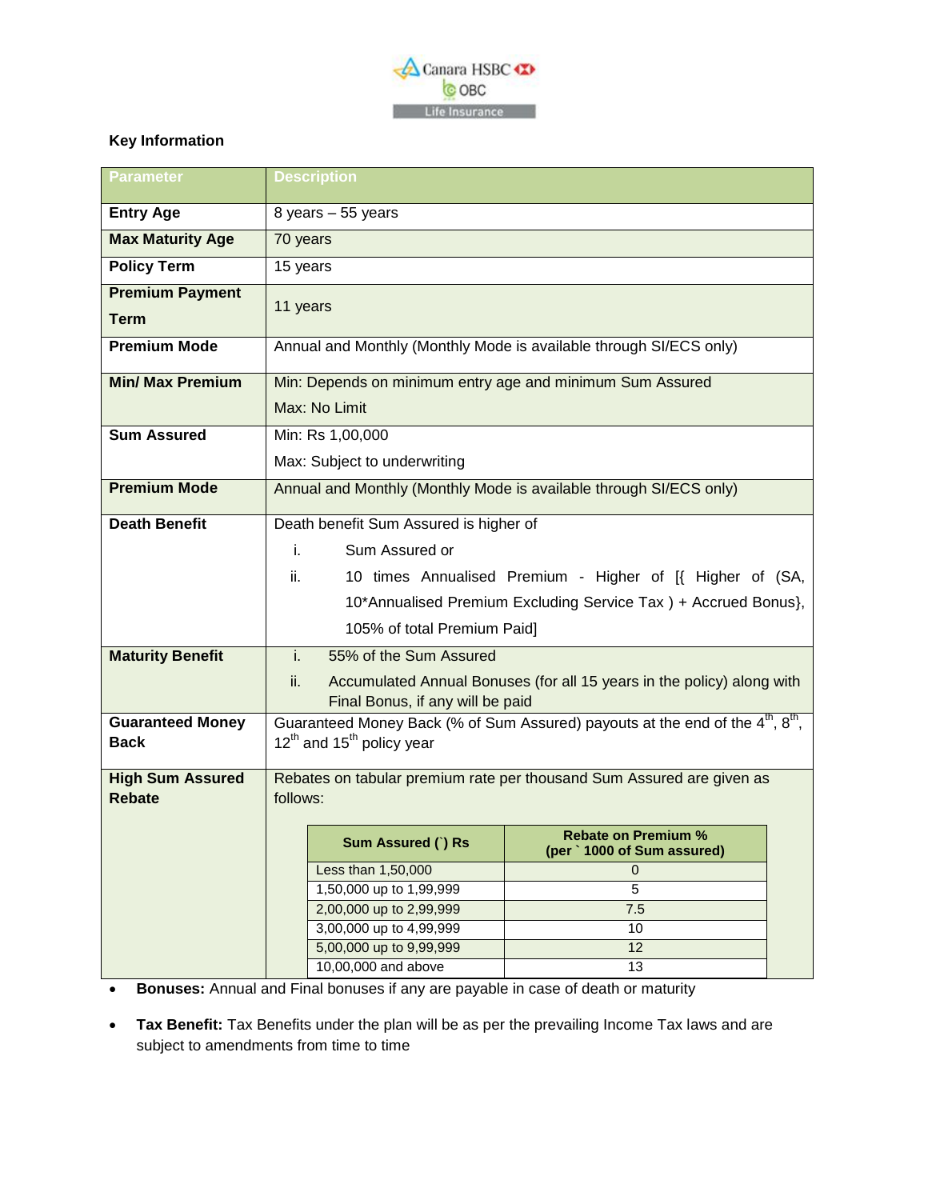## Key Information

| Parameter | Description |
|---|---|
| **Entry Age** | 8 years – 55 years |
| **Max Maturity Age** | 70 years |
| **Policy Term** | 15 years |
| **Premium Payment Term** | 11 years |
| **Premium Mode** | Annual and Monthly (Monthly Mode is available through SI/ECS only) |
| **Min/ Max Premium** | Min: Depends on minimum entry age and minimum Sum Assured<br>Max: No Limit |
| **Sum Assured** | Min: Rs 1,00,000<br>Max: Subject to underwriting |
| **Premium Mode** | Annual and Monthly (Monthly Mode is available through SI/ECS only) |
| **Death Benefit** | Death benefit Sum Assured is higher of<br>i. Sum Assured or<br>ii. 10 times Annualised Premium - Higher of [{ Higher of (SA, 10*Annualised Premium Excluding Service Tax ) + Accrued Bonus}, 105% of total Premium Paid] |
| **Maturity Benefit** | i. 55% of the Sum Assured<br>ii. Accumulated Annual Bonuses (for all 15 years in the policy) along with Final Bonus, if any will be paid |
| **Guaranteed Money Back** | Guaranteed Money Back (% of Sum Assured) payouts at the end of the 4th, 8th, 12th and 15th policy year |
| **High Sum Assured Rebate** | Rebates on tabular premium rate per thousand Sum Assured are given as follows: |

| Sum Assured (`) Rs | Rebate on Premium % (per ` 1000 of Sum assured) |
|---|---|
| Less than 1,50,000 | 0 |
| 1,50,000 up to 1,99,999 | 5 |
| 2,00,000 up to 2,99,999 | 7.5 |
| 3,00,000 up to 4,99,999 | 10 |
| 5,00,000 up to 9,99,999 | 12 |
| 10,00,000 and above | 13 |

- **Bonuses:** Annual and Final bonuses if any are payable in case of death or maturity
- **Tax Benefit:** Tax Benefits under the plan will be as per the prevailing Income Tax laws and are subject to amendments from time to time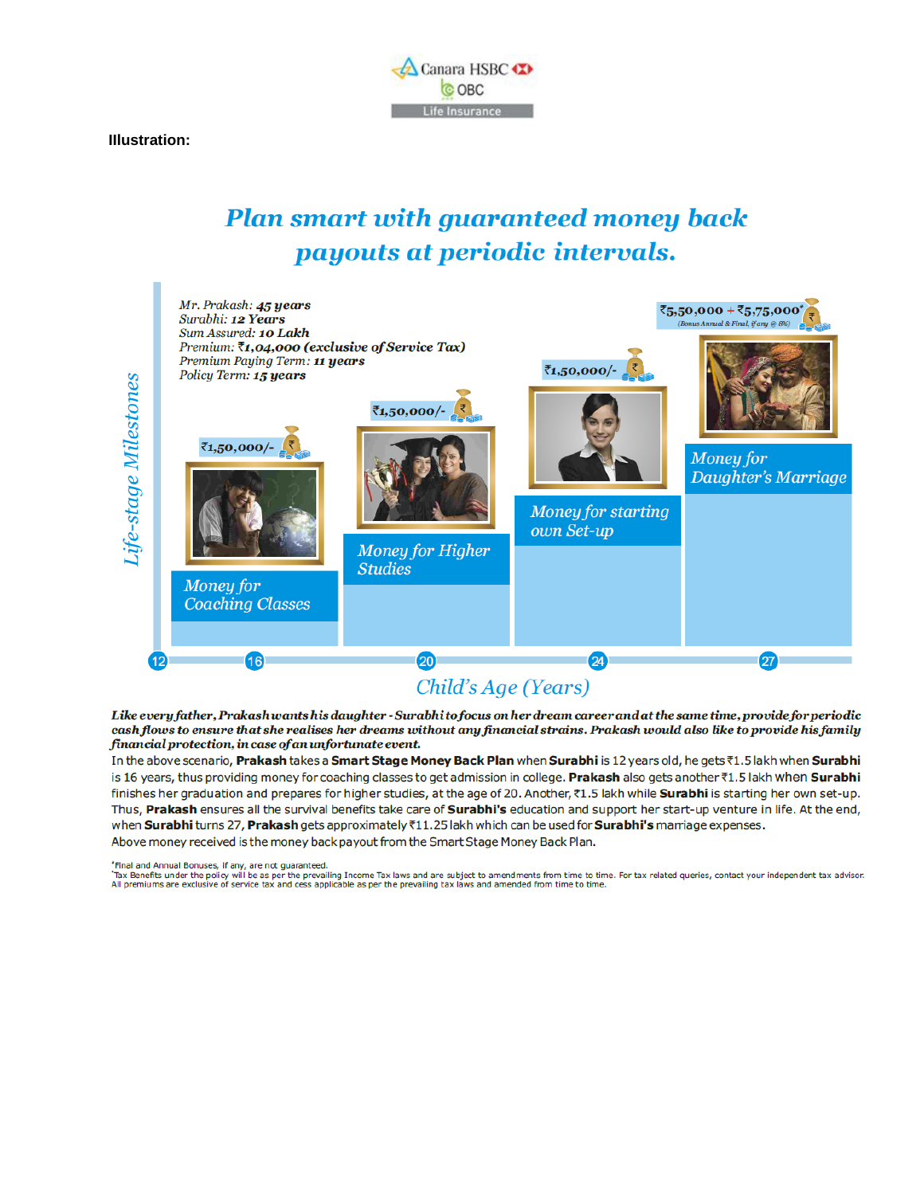**Illustration:**

## *Plan smart with guaranteed money back payouts at periodic intervals.*

*Mr. Prakash: **45 years***
*Surabhi: **12 Years***
*Sum Assured: **10 Lakh***
*Premium: **₹1,04,000 (exclusive of Service Tax)***
*Premium Paying Term: **11 years***
*Policy Term: **15 years***

*Life-stage Milestones*

| Child's Age (Years) | Payout | Milestone |
|---|---|---|
| 16 | ₹1,50,000/- | Money for Coaching Classes |
| 20 | ₹1,50,000/- | Money for Higher Studies |
| 24 | ₹1,50,000/- | Money for starting own Set-up |
| 27 | ₹5,50,000 + ₹5,75,000* (Bonus Annual & Final, if any @ 8%) | Money for Daughter's Marriage |

*Child's Age (Years)*: 12, 16, 20, 24, 27

***Like every father, Prakash wants his daughter - Surabhi to focus on her dream career and at the same time, provide for periodic cash flows to ensure that she realises her dreams without any financial strains. Prakash would also like to provide his family financial protection, in case of an unfortunate event.***

In the above scenario, **Prakash** takes a **Smart Stage Money Back Plan** when **Surabhi** is 12 years old, he gets ₹1.5 lakh when **Surabhi** is 16 years, thus providing money for coaching classes to get admission in college. **Prakash** also gets another ₹1.5 lakh when **Surabhi** finishes her graduation and prepares for higher studies, at the age of 20. Another, ₹1.5 lakh while **Surabhi** is starting her own set-up. Thus, **Prakash** ensures all the survival benefits take care of **Surabhi's** education and support her start-up venture in life. At the end, when **Surabhi** turns 27, **Prakash** gets approximately ₹11.25 lakh which can be used for **Surabhi's** marriage expenses.
Above money received is the money back payout from the Smart Stage Money Back Plan.

*Final and Annual Bonuses, if any, are not guaranteed.
*Tax Benefits under the policy will be as per the prevailing Income Tax laws and are subject to amendments from time to time. For tax related queries, contact your independent tax advisor.
All premiums are exclusive of service tax and cess applicable as per the prevailing tax laws and amended from time to time.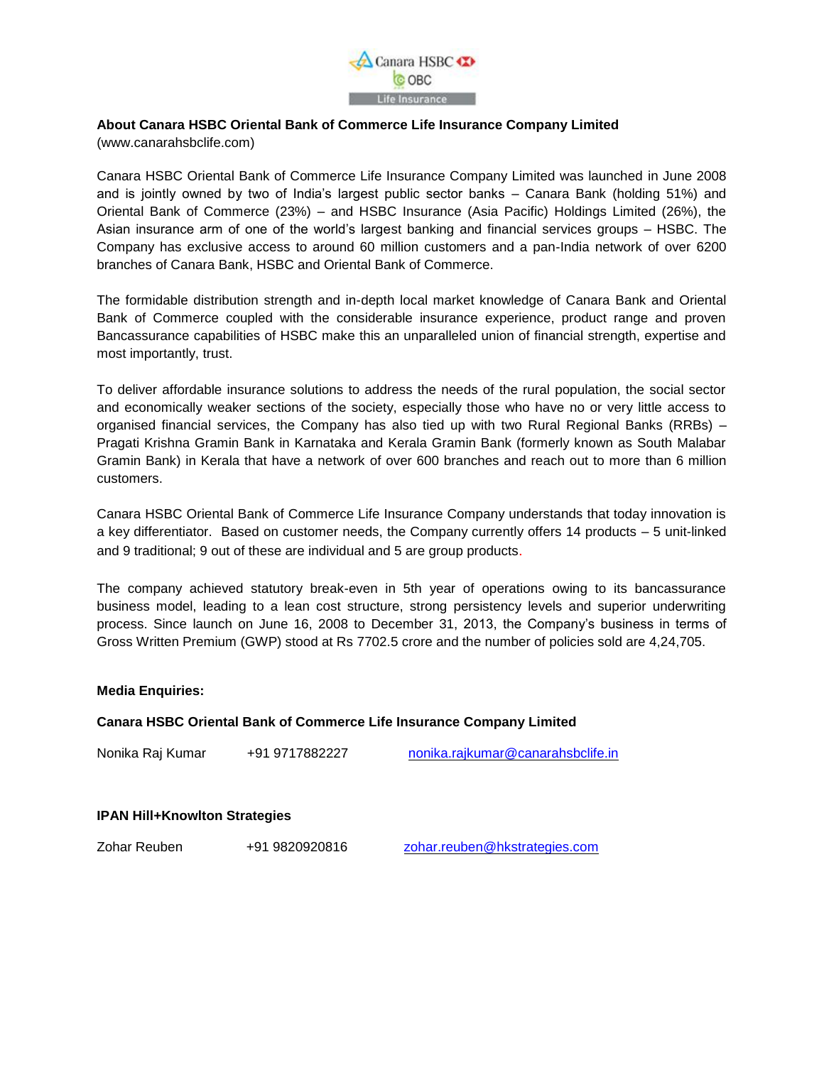**About Canara HSBC Oriental Bank of Commerce Life Insurance Company Limited**
(www.canarahsbclife.com)

Canara HSBC Oriental Bank of Commerce Life Insurance Company Limited was launched in June 2008 and is jointly owned by two of India's largest public sector banks – Canara Bank (holding 51%) and Oriental Bank of Commerce (23%) – and HSBC Insurance (Asia Pacific) Holdings Limited (26%), the Asian insurance arm of one of the world's largest banking and financial services groups – HSBC. The Company has exclusive access to around 60 million customers and a pan-India network of over 6200 branches of Canara Bank, HSBC and Oriental Bank of Commerce.

The formidable distribution strength and in-depth local market knowledge of Canara Bank and Oriental Bank of Commerce coupled with the considerable insurance experience, product range and proven Bancassurance capabilities of HSBC make this an unparalleled union of financial strength, expertise and most importantly, trust.

To deliver affordable insurance solutions to address the needs of the rural population, the social sector and economically weaker sections of the society, especially those who have no or very little access to organised financial services, the Company has also tied up with two Rural Regional Banks (RRBs) – Pragati Krishna Gramin Bank in Karnataka and Kerala Gramin Bank (formerly known as South Malabar Gramin Bank) in Kerala that have a network of over 600 branches and reach out to more than 6 million customers.

Canara HSBC Oriental Bank of Commerce Life Insurance Company understands that today innovation is a key differentiator. Based on customer needs, the Company currently offers 14 products – 5 unit-linked and 9 traditional; 9 out of these are individual and 5 are group products.

The company achieved statutory break-even in 5th year of operations owing to its bancassurance business model, leading to a lean cost structure, strong persistency levels and superior underwriting process. Since launch on June 16, 2008 to December 31, 2013, the Company's business in terms of Gross Written Premium (GWP) stood at Rs 7702.5 crore and the number of policies sold are 4,24,705.

**Media Enquiries:**

**Canara HSBC Oriental Bank of Commerce Life Insurance Company Limited**

Nonika Raj Kumar +91 9717882227 nonika.rajkumar@canarahsbclife.in

**IPAN Hill+Knowlton Strategies**

Zohar Reuben +91 9820920816 zohar.reuben@hkstrategies.com